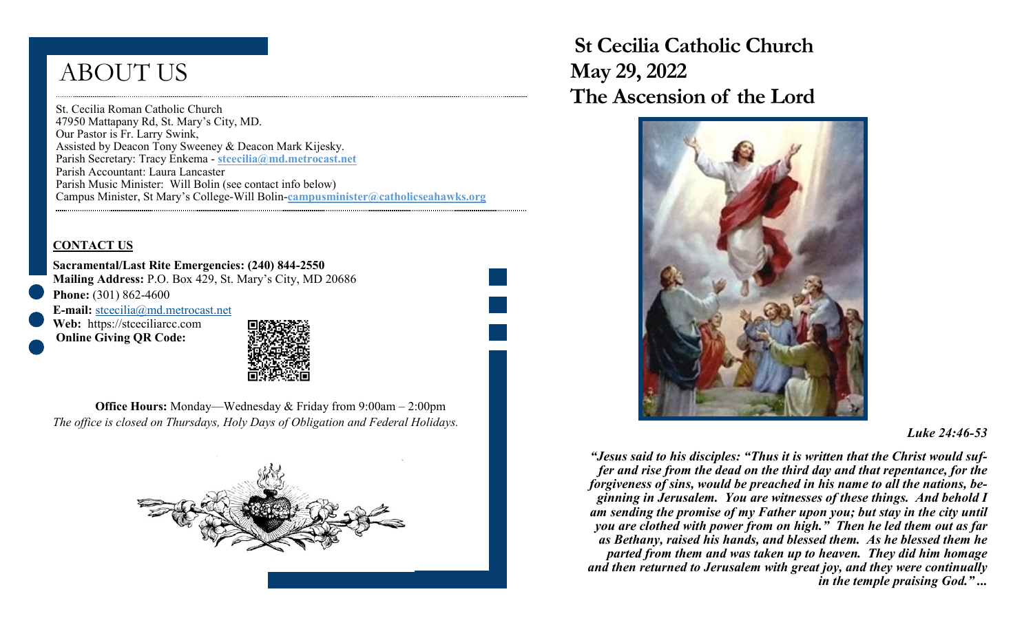# ABOUT US

St. Cecilia Roman Catholic Church
47950 Mattapany Rd, St. Mary's City, MD.
Our Pastor is Fr. Larry Swink,
Assisted by Deacon Tony Sweeney & Deacon Mark Kijesky.
Parish Secretary: Tracy Enkema - **stcecilia@md.metrocast.net**
Parish Accountant: Laura Lancaster
Parish Music Minister: Will Bolin (see contact info below)
Campus Minister, St Mary's College-Will Bolin-**campusminister@catholicseahawks.org**

## CONTACT US

**Sacramental/Last Rite Emergencies: (240) 844-2550**
**Mailing Address:** P.O. Box 429, St. Mary's City, MD 20686
**Phone:** (301) 862-4600
**E-mail:** stcecilia@md.metrocast.net
**Web:** https://stceciliarcc.com
**Online Giving QR Code:**

**Office Hours:** Monday—Wednesday & Friday from 9:00am – 2:00pm
*The office is closed on Thursdays, Holy Days of Obligation and Federal Holidays.*

# St Cecilia Catholic Church
# May 29, 2022
# The Ascension of the Lord

***Luke 24:46-53***

***"Jesus said to his disciples: "Thus it is written that the Christ would suffer and rise from the dead on the third day and that repentance, for the forgiveness of sins, would be preached in his name to all the nations, beginning in Jerusalem. You are witnesses of these things. And behold I am sending the promise of my Father upon you; but stay in the city until you are clothed with power from on high." Then he led them out as far as Bethany, raised his hands, and blessed them. As he blessed them he parted from them and was taken up to heaven. They did him homage and then returned to Jerusalem with great joy, and they were continually in the temple praising God." ...***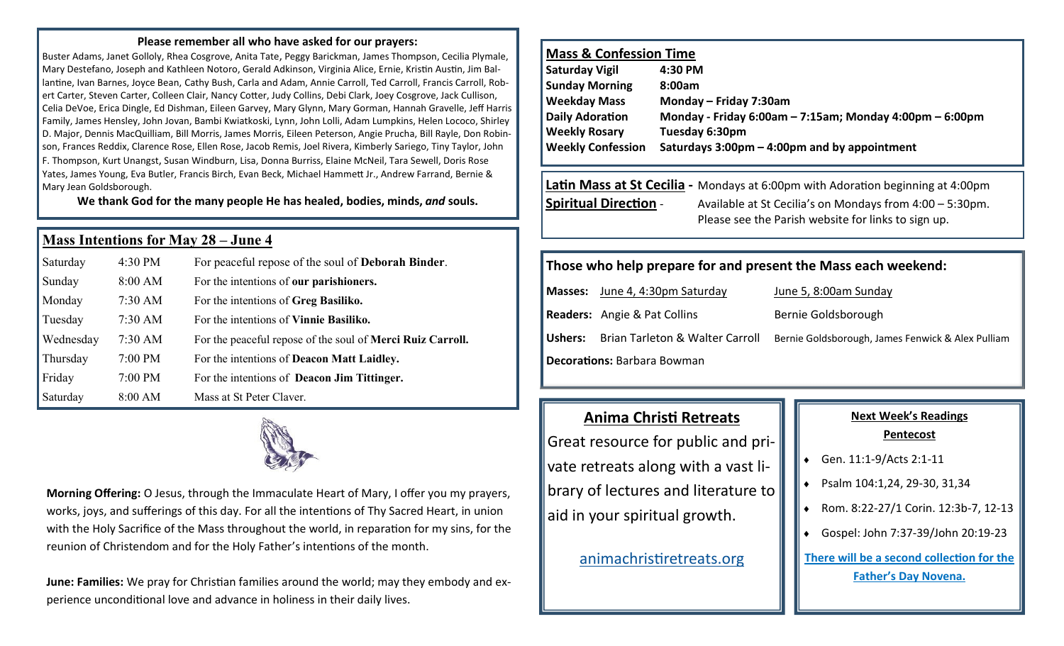**Please remember all who have asked for our prayers:**

Buster Adams, Janet Golloly, Rhea Cosgrove, Anita Tate, Peggy Barickman, James Thompson, Cecilia Plymale, Mary Destefano, Joseph and Kathleen Notoro, Gerald Adkinson, Virginia Alice, Ernie, Kristin Austin, Jim Ballantine, Ivan Barnes, Joyce Bean, Cathy Bush, Carla and Adam, Annie Carroll, Ted Carroll, Francis Carroll, Robert Carter, Steven Carter, Colleen Clair, Nancy Cotter, Judy Collins, Debi Clark, Joey Cosgrove, Jack Cullison, Celia DeVoe, Erica Dingle, Ed Dishman, Eileen Garvey, Mary Glynn, Mary Gorman, Hannah Gravelle, Jeff Harris Family, James Hensley, John Jovan, Bambi Kwiatkoski, Lynn, John Lolli, Adam Lumpkins, Helen Lococo, Shirley D. Major, Dennis MacQuilliam, Bill Morris, James Morris, Eileen Peterson, Angie Prucha, Bill Rayle, Don Robinson, Frances Reddix, Clarence Rose, Ellen Rose, Jacob Remis, Joel Rivera, Kimberly Sariego, Tiny Taylor, John F. Thompson, Kurt Unangst, Susan Windburn, Lisa, Donna Burriss, Elaine McNeil, Tara Sewell, Doris Rose Yates, James Young, Eva Butler, Francis Birch, Evan Beck, Michael Hammett Jr., Andrew Farrand, Bernie & Mary Jean Goldsborough.

**We thank God for the many people He has healed, bodies, minds, *and* souls.**

## Mass Intentions for May 28 – June 4

| | | |
|---|---|---|
| Saturday | 4:30 PM | For peaceful repose of the soul of **Deborah Binder**. |
| Sunday | 8:00 AM | For the intentions of **our parishioners.** |
| Monday | 7:30 AM | For the intentions of **Greg Basiliko.** |
| Tuesday | 7:30 AM | For the intentions of **Vinnie Basiliko.** |
| Wednesday | 7:30 AM | For the peaceful repose of the soul of **Merci Ruiz Carroll.** |
| Thursday | 7:00 PM | For the intentions of **Deacon Matt Laidley.** |
| Friday | 7:00 PM | For the intentions of **Deacon Jim Tittinger.** |
| Saturday | 8:00 AM | Mass at St Peter Claver. |

**Morning Offering:** O Jesus, through the Immaculate Heart of Mary, I offer you my prayers, works, joys, and sufferings of this day. For all the intentions of Thy Sacred Heart, in union with the Holy Sacrifice of the Mass throughout the world, in reparation for my sins, for the reunion of Christendom and for the Holy Father's intentions of the month.

**June: Families:** We pray for Christian families around the world; may they embody and experience unconditional love and advance in holiness in their daily lives.

## Mass & Confession Time

| | |
|---|---|
| **Saturday Vigil** | **4:30 PM** |
| **Sunday Morning** | **8:00am** |
| **Weekday Mass** | **Monday – Friday 7:30am** |
| **Daily Adoration** | **Monday - Friday 6:00am – 7:15am; Monday 4:00pm – 6:00pm** |
| **Weekly Rosary** | **Tuesday 6:30pm** |
| **Weekly Confession** | **Saturdays 3:00pm – 4:00pm and by appointment** |

**Latin Mass at St Cecilia -** Mondays at 6:00pm with Adoration beginning at 4:00pm

**Spiritual Direction** - Available at St Cecilia's on Mondays from 4:00 – 5:30pm. Please see the Parish website for links to sign up.

## Those who help prepare for and present the Mass each weekend:

| | | |
|---|---|---|
| **Masses:** | June 4, 4:30pm Saturday | June 5, 8:00am Sunday |
| **Readers:** | Angie & Pat Collins | Bernie Goldsborough |
| **Ushers:** | Brian Tarleton & Walter Carroll | Bernie Goldsborough, James Fenwick & Alex Pulliam |

**Decorations:** Barbara Bowman

## Anima Christi Retreats

Great resource for public and private retreats along with a vast library of lectures and literature to aid in your spiritual growth.

animachristiretreats.org

**Next Week's Readings**
**Pentecost**

- Gen. 11:1-9/Acts 2:1-11
- Psalm 104:1,24, 29-30, 31,34
- Rom. 8:22-27/1 Corin. 12:3b-7, 12-13
- Gospel: John 7:37-39/John 20:19-23

**There will be a second collection for the Father's Day Novena.**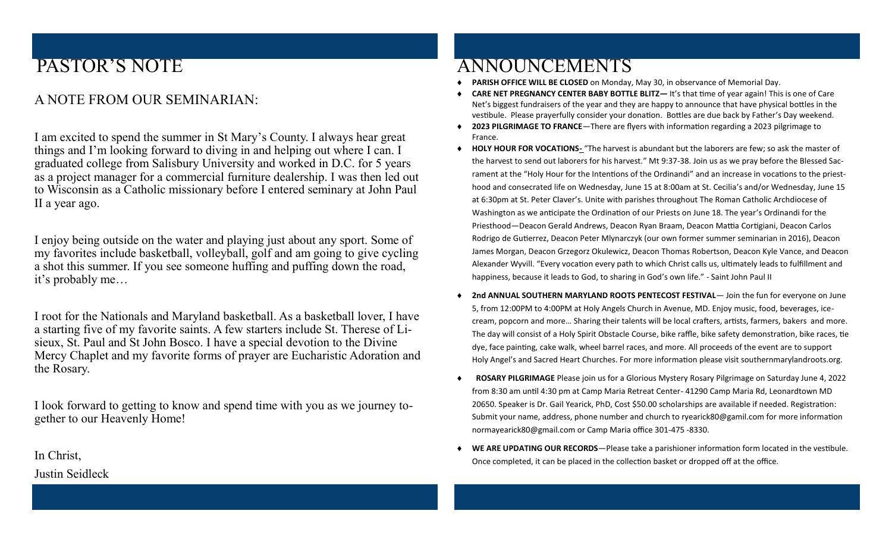# PASTOR'S NOTE

## A NOTE FROM OUR SEMINARIAN:

I am excited to spend the summer in St Mary's County. I always hear great things and I'm looking forward to diving in and helping out where I can. I graduated college from Salisbury University and worked in D.C. for 5 years as a project manager for a commercial furniture dealership. I was then led out to Wisconsin as a Catholic missionary before I entered seminary at John Paul II a year ago.

I enjoy being outside on the water and playing just about any sport. Some of my favorites include basketball, volleyball, golf and am going to give cycling a shot this summer. If you see someone huffing and puffing down the road, it's probably me…

I root for the Nationals and Maryland basketball. As a basketball lover, I have a starting five of my favorite saints. A few starters include St. Therese of Lisieux, St. Paul and St John Bosco. I have a special devotion to the Divine Mercy Chaplet and my favorite forms of prayer are Eucharistic Adoration and the Rosary.

I look forward to getting to know and spend time with you as we journey together to our Heavenly Home!

In Christ,

Justin Seidleck

# ANNOUNCEMENTS

- **PARISH OFFICE WILL BE CLOSED** on Monday, May 30, in observance of Memorial Day.
- **CARE NET PREGNANCY CENTER BABY BOTTLE BLITZ—** It's that time of year again! This is one of Care Net's biggest fundraisers of the year and they are happy to announce that have physical bottles in the vestibule. Please prayerfully consider your donation. Bottles are due back by Father's Day weekend.
- **2023 PILGRIMAGE TO FRANCE**—There are flyers with information regarding a 2023 pilgrimage to France.
- **HOLY HOUR FOR VOCATIONS-** "The harvest is abundant but the laborers are few; so ask the master of the harvest to send out laborers for his harvest." Mt 9:37-38. Join us as we pray before the Blessed Sacrament at the "Holy Hour for the Intentions of the Ordinandi" and an increase in vocations to the priesthood and consecrated life on Wednesday, June 15 at 8:00am at St. Cecilia's and/or Wednesday, June 15 at 6:30pm at St. Peter Claver's. Unite with parishes throughout The Roman Catholic Archdiocese of Washington as we anticipate the Ordination of our Priests on June 18. The year's Ordinandi for the Priesthood—Deacon Gerald Andrews, Deacon Ryan Braam, Deacon Mattia Cortigiani, Deacon Carlos Rodrigo de Gutierrez, Deacon Peter Mlynarczyk (our own former summer seminarian in 2016), Deacon James Morgan, Deacon Grzegorz Okulewicz, Deacon Thomas Robertson, Deacon Kyle Vance, and Deacon Alexander Wyvill. "Every vocation every path to which Christ calls us, ultimately leads to fulfillment and happiness, because it leads to God, to sharing in God's own life." - Saint John Paul II
- **2nd ANNUAL SOUTHERN MARYLAND ROOTS PENTECOST FESTIVAL**— Join the fun for everyone on June 5, from 12:00PM to 4:00PM at Holy Angels Church in Avenue, MD. Enjoy music, food, beverages, ice-cream, popcorn and more… Sharing their talents will be local crafters, artists, farmers, bakers and more. The day will consist of a Holy Spirit Obstacle Course, bike raffle, bike safety demonstration, bike races, tie dye, face painting, cake walk, wheel barrel races, and more. All proceeds of the event are to support Holy Angel's and Sacred Heart Churches. For more information please visit southernmarylandroots.org.
- **ROSARY PILGRIMAGE** Please join us for a Glorious Mystery Rosary Pilgrimage on Saturday June 4, 2022 from 8:30 am until 4:30 pm at Camp Maria Retreat Center- 41290 Camp Maria Rd, Leonardtown MD 20650. Speaker is Dr. Gail Yearick, PhD, Cost $50.00 scholarships are available if needed. Registration: Submit your name, address, phone number and church to ryearick80@gamil.com for more information normayearick80@gmail.com or Camp Maria office 301-475 -8330.
- **WE ARE UPDATING OUR RECORDS**—Please take a parishioner information form located in the vestibule. Once completed, it can be placed in the collection basket or dropped off at the office.